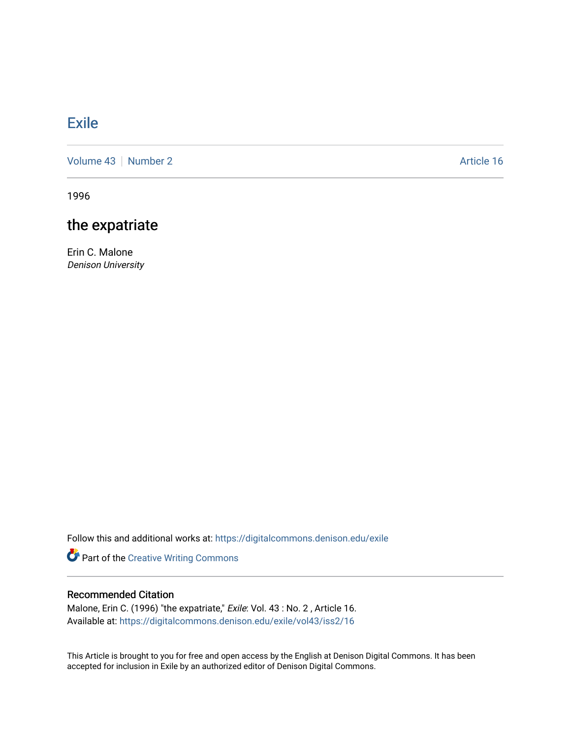# Exile

Volume 43 | Number 2 | Article 16

1996

## the expatriate

Erin C. Malone
*Denison University*

Follow this and additional works at: https://digitalcommons.denison.edu/exile

Part of the Creative Writing Commons

### Recommended Citation

Malone, Erin C. (1996) "the expatriate," *Exile*: Vol. 43 : No. 2 , Article 16.
Available at: https://digitalcommons.denison.edu/exile/vol43/iss2/16

This Article is brought to you for free and open access by the English at Denison Digital Commons. It has been accepted for inclusion in Exile by an authorized editor of Denison Digital Commons.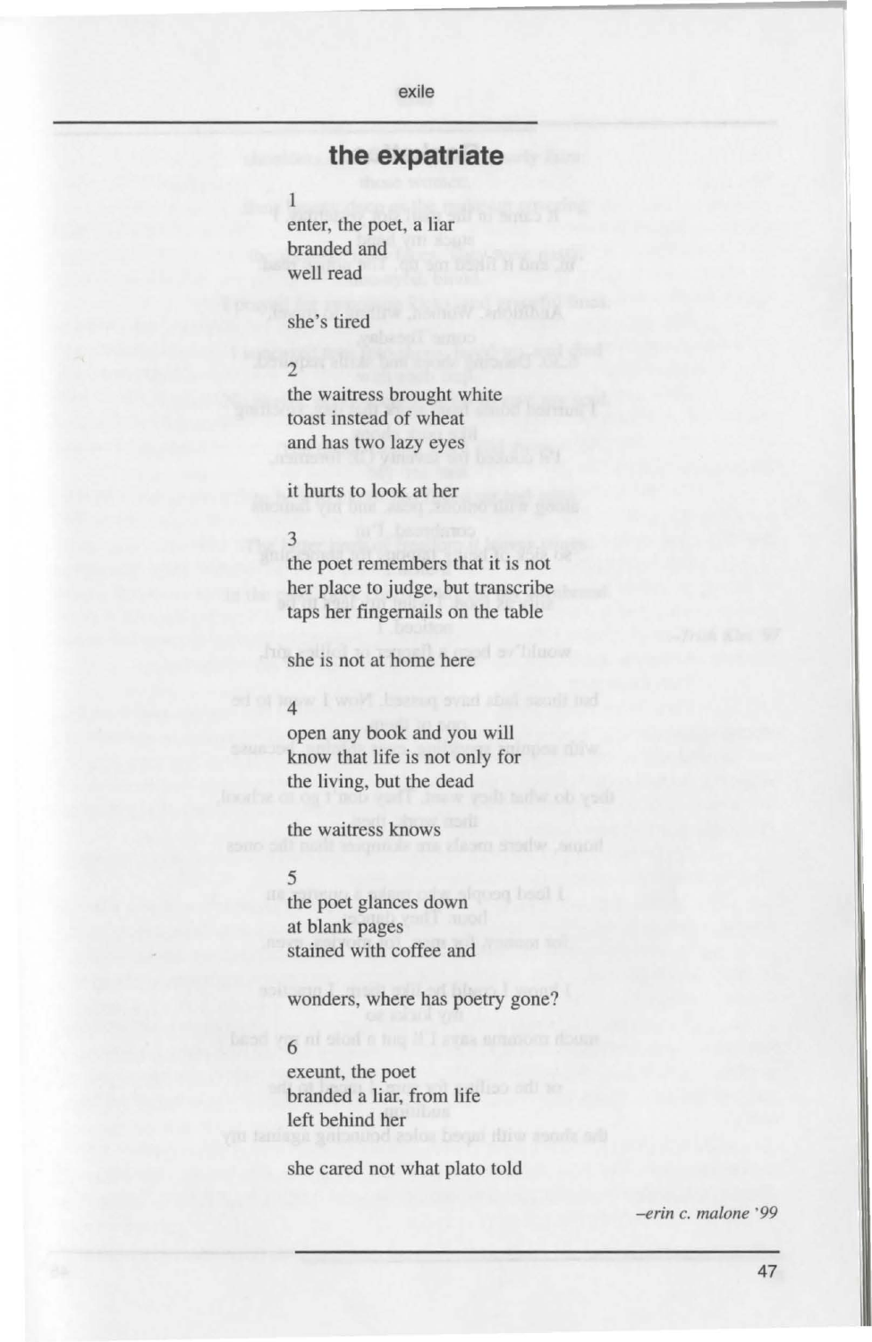# the expatriate

1
enter, the poet, a liar
branded and
well read

she's tired

2
the waitress brought white
toast instead of wheat
and has two lazy eyes

it hurts to look at her

3
the poet remembers that it is not
her place to judge, but transcribe
taps her fingernails on the table

she is not at home here

4
open any book and you will
know that life is not only for
the living, but the dead

the waitress knows

5
the poet glances down
at blank pages
stained with coffee and

wonders, where has poetry gone?

6
exeunt, the poet
branded a liar, from life
left behind her

she cared not what plato told

*–erin c. malone '99*